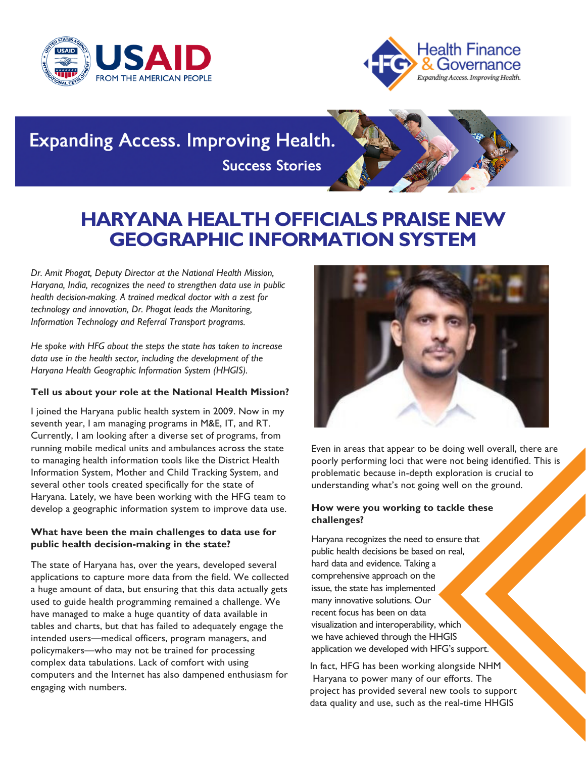USAID FROM THE AMERICAN PEOPLE

Health Finance & Governance — Expanding Access. Improving Health.

Expanding Access. Improving Health.

Success Stories

# HARYANA HEALTH OFFICIALS PRAISE NEW GEOGRAPHIC INFORMATION SYSTEM

*Dr. Amit Phogat, Deputy Director at the National Health Mission, Haryana, India, recognizes the need to strengthen data use in public health decision-making. A trained medical doctor with a zest for technology and innovation, Dr. Phogat leads the Monitoring, Information Technology and Referral Transport programs.*

*He spoke with HFG about the steps the state has taken to increase data use in the health sector, including the development of the Haryana Health Geographic Information System (HHGIS).*

**Tell us about your role at the National Health Mission?**

I joined the Haryana public health system in 2009. Now in my seventh year, I am managing programs in M&E, IT, and RT. Currently, I am looking after a diverse set of programs, from running mobile medical units and ambulances across the state to managing health information tools like the District Health Information System, Mother and Child Tracking System, and several other tools created specifically for the state of Haryana. Lately, we have been working with the HFG team to develop a geographic information system to improve data use.

**What have been the main challenges to data use for public health decision-making in the state?**

The state of Haryana has, over the years, developed several applications to capture more data from the field. We collected a huge amount of data, but ensuring that this data actually gets used to guide health programming remained a challenge. We have managed to make a huge quantity of data available in tables and charts, but that has failed to adequately engage the intended users—medical officers, program managers, and policymakers—who may not be trained for processing complex data tabulations. Lack of comfort with using computers and the Internet has also dampened enthusiasm for engaging with numbers.

Even in areas that appear to be doing well overall, there are poorly performing loci that were not being identified. This is problematic because in-depth exploration is crucial to understanding what's not going well on the ground.

**How were you working to tackle these challenges?**

Haryana recognizes the need to ensure that public health decisions be based on real, hard data and evidence. Taking a comprehensive approach on the issue, the state has implemented many innovative solutions. Our recent focus has been on data visualization and interoperability, which we have achieved through the HHGIS application we developed with HFG's support.

In fact, HFG has been working alongside NHM Haryana to power many of our efforts. The project has provided several new tools to support data quality and use, such as the real-time HHGIS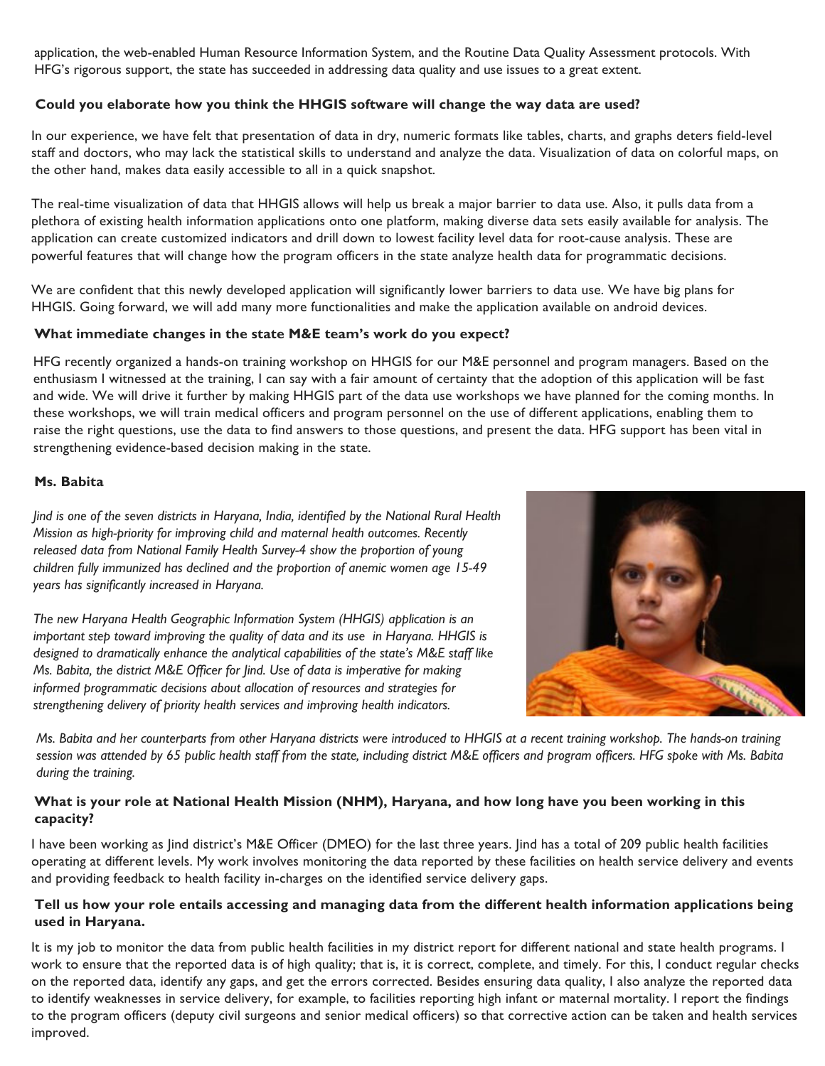application, the web-enabled Human Resource Information System, and the Routine Data Quality Assessment protocols. With HFG's rigorous support, the state has succeeded in addressing data quality and use issues to a great extent.

**Could you elaborate how you think the HHGIS software will change the way data are used?**

In our experience, we have felt that presentation of data in dry, numeric formats like tables, charts, and graphs deters field-level staff and doctors, who may lack the statistical skills to understand and analyze the data. Visualization of data on colorful maps, on the other hand, makes data easily accessible to all in a quick snapshot.

The real-time visualization of data that HHGIS allows will help us break a major barrier to data use. Also, it pulls data from a plethora of existing health information applications onto one platform, making diverse data sets easily available for analysis. The application can create customized indicators and drill down to lowest facility level data for root-cause analysis. These are powerful features that will change how the program officers in the state analyze health data for programmatic decisions.

We are confident that this newly developed application will significantly lower barriers to data use. We have big plans for HHGIS. Going forward, we will add many more functionalities and make the application available on android devices.

**What immediate changes in the state M&E team's work do you expect?**

HFG recently organized a hands-on training workshop on HHGIS for our M&E personnel and program managers. Based on the enthusiasm I witnessed at the training, I can say with a fair amount of certainty that the adoption of this application will be fast and wide. We will drive it further by making HHGIS part of the data use workshops we have planned for the coming months. In these workshops, we will train medical officers and program personnel on the use of different applications, enabling them to raise the right questions, use the data to find answers to those questions, and present the data. HFG support has been vital in strengthening evidence-based decision making in the state.

## Ms. Babita

*Jind is one of the seven districts in Haryana, India, identified by the National Rural Health Mission as high-priority for improving child and maternal health outcomes. Recently released data from National Family Health Survey-4 show the proportion of young children fully immunized has declined and the proportion of anemic women age 15-49 years has significantly increased in Haryana.*

*The new Haryana Health Geographic Information System (HHGIS) application is an important step toward improving the quality of data and its use in Haryana. HHGIS is designed to dramatically enhance the analytical capabilities of the state's M&E staff like Ms. Babita, the district M&E Officer for Jind. Use of data is imperative for making informed programmatic decisions about allocation of resources and strategies for strengthening delivery of priority health services and improving health indicators.*

*Ms. Babita and her counterparts from other Haryana districts were introduced to HHGIS at a recent training workshop. The hands-on training session was attended by 65 public health staff from the state, including district M&E officers and program officers. HFG spoke with Ms. Babita during the training.*

**What is your role at National Health Mission (NHM), Haryana, and how long have you been working in this capacity?**

I have been working as Jind district's M&E Officer (DMEO) for the last three years. Jind has a total of 209 public health facilities operating at different levels. My work involves monitoring the data reported by these facilities on health service delivery and events and providing feedback to health facility in-charges on the identified service delivery gaps.

**Tell us how your role entails accessing and managing data from the different health information applications being used in Haryana.**

It is my job to monitor the data from public health facilities in my district report for different national and state health programs. I work to ensure that the reported data is of high quality; that is, it is correct, complete, and timely. For this, I conduct regular checks on the reported data, identify any gaps, and get the errors corrected. Besides ensuring data quality, I also analyze the reported data to identify weaknesses in service delivery, for example, to facilities reporting high infant or maternal mortality. I report the findings to the program officers (deputy civil surgeons and senior medical officers) so that corrective action can be taken and health services improved.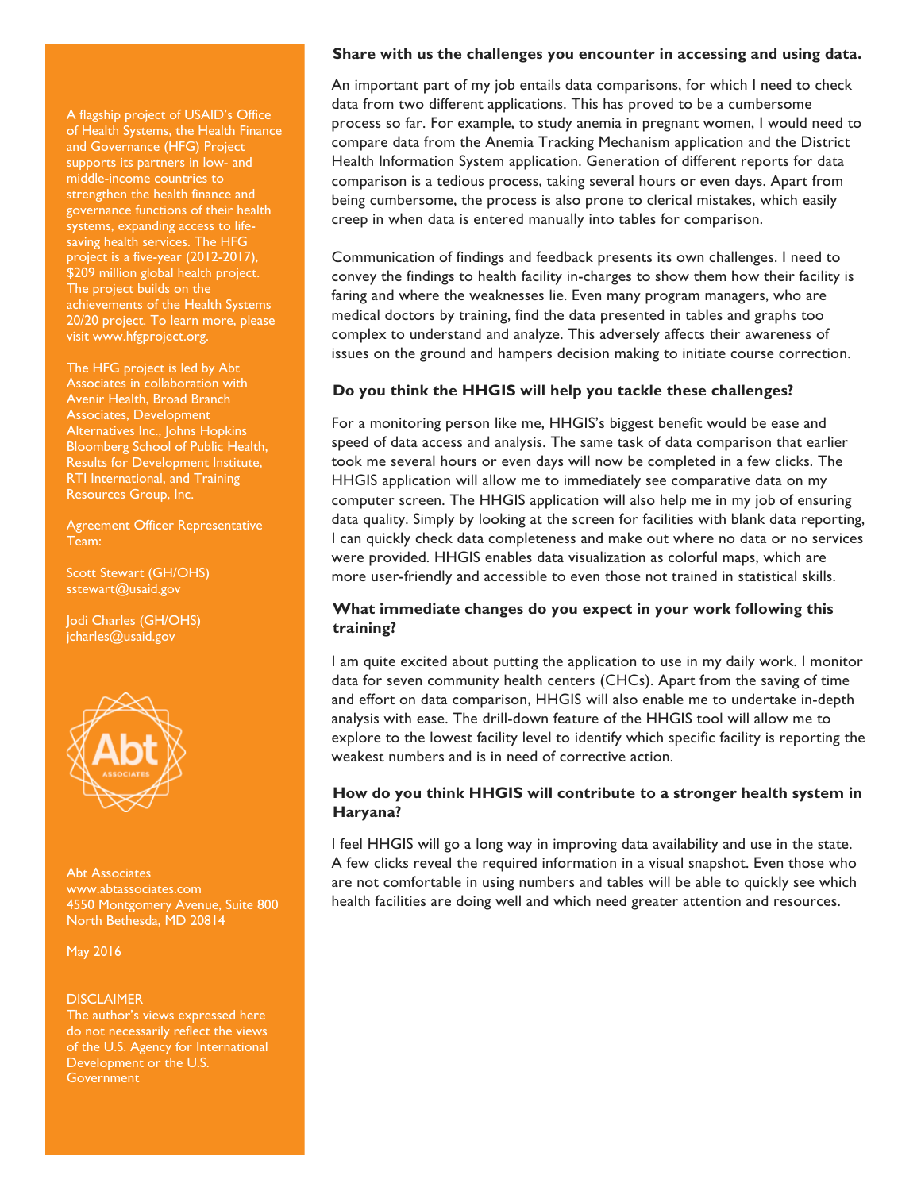A flagship project of USAID's Office of Health Systems, the Health Finance and Governance (HFG) Project supports its partners in low- and middle-income countries to strengthen the health finance and governance functions of their health systems, expanding access to life-saving health services. The HFG project is a five-year (2012-2017), $209 million global health project. The project builds on the achievements of the Health Systems 20/20 project. To learn more, please visit www.hfgproject.org.

The HFG project is led by Abt Associates in collaboration with Avenir Health, Broad Branch Associates, Development Alternatives Inc., Johns Hopkins Bloomberg School of Public Health, Results for Development Institute, RTI International, and Training Resources Group, Inc.

Agreement Officer Representative Team:

Scott Stewart (GH/OHS)
sstewart@usaid.gov

Jodi Charles (GH/OHS)
jcharles@usaid.gov

Abt Associates
www.abtassociates.com
4550 Montgomery Avenue, Suite 800
North Bethesda, MD 20814

May 2016

DISCLAIMER
The author's views expressed here do not necessarily reflect the views of the U.S. Agency for International Development or the U.S. Government

**Share with us the challenges you encounter in accessing and using data.**

An important part of my job entails data comparisons, for which I need to check data from two different applications. This has proved to be a cumbersome process so far. For example, to study anemia in pregnant women, I would need to compare data from the Anemia Tracking Mechanism application and the District Health Information System application. Generation of different reports for data comparison is a tedious process, taking several hours or even days. Apart from being cumbersome, the process is also prone to clerical mistakes, which easily creep in when data is entered manually into tables for comparison.

Communication of findings and feedback presents its own challenges. I need to convey the findings to health facility in-charges to show them how their facility is faring and where the weaknesses lie. Even many program managers, who are medical doctors by training, find the data presented in tables and graphs too complex to understand and analyze. This adversely affects their awareness of issues on the ground and hampers decision making to initiate course correction.

**Do you think the HHGIS will help you tackle these challenges?**

For a monitoring person like me, HHGIS's biggest benefit would be ease and speed of data access and analysis. The same task of data comparison that earlier took me several hours or even days will now be completed in a few clicks. The HHGIS application will allow me to immediately see comparative data on my computer screen. The HHGIS application will also help me in my job of ensuring data quality. Simply by looking at the screen for facilities with blank data reporting, I can quickly check data completeness and make out where no data or no services were provided. HHGIS enables data visualization as colorful maps, which are more user-friendly and accessible to even those not trained in statistical skills.

**What immediate changes do you expect in your work following this training?**

I am quite excited about putting the application to use in my daily work. I monitor data for seven community health centers (CHCs). Apart from the saving of time and effort on data comparison, HHGIS will also enable me to undertake in-depth analysis with ease. The drill-down feature of the HHGIS tool will allow me to explore to the lowest facility level to identify which specific facility is reporting the weakest numbers and is in need of corrective action.

**How do you think HHGIS will contribute to a stronger health system in Haryana?**

I feel HHGIS will go a long way in improving data availability and use in the state. A few clicks reveal the required information in a visual snapshot. Even those who are not comfortable in using numbers and tables will be able to quickly see which health facilities are doing well and which need greater attention and resources.